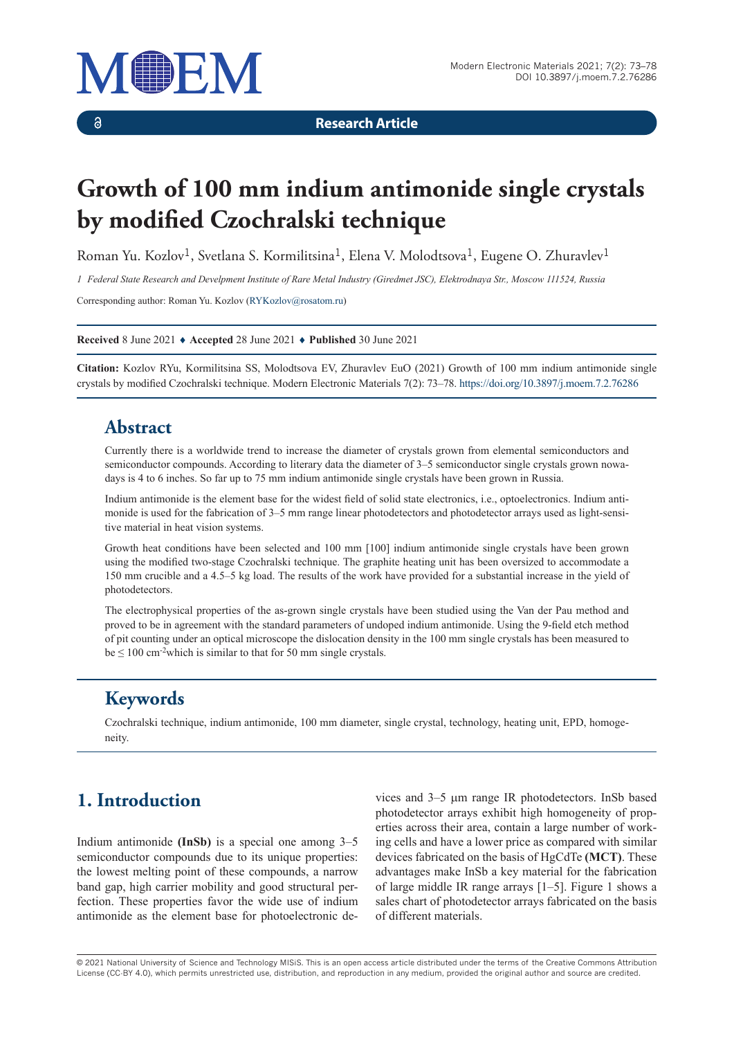Research Article

# Growth of 100 mm indium antimonide single crystals by modified Czochralski technique

Roman Yu. Kozlov[1], Svetlana S. Kormilitsina[1], Elena V. Molodtsova[1], Eugene O. Zhuravlev[1]

*1 Federal State Research and Develpment Institute of Rare Metal Industry (Giredmet JSC), Elektrodnaya Str., Moscow 111524, Russia*

Corresponding author: Roman Yu. Kozlov (RYKozlov@rosatom.ru)

**Received** 8 June 2021 ♦ **Accepted** 28 June 2021 ♦ **Published** 30 June 2021

**Citation:** Kozlov RYu, Kormilitsina SS, Molodtsova EV, Zhuravlev EuO (2021) Growth of 100 mm indium antimonide single crystals by modified Czochralski technique. Modern Electronic Materials 7(2): 73–78. https://doi.org/10.3897/j.moem.7.2.76286

## Abstract

Currently there is a worldwide trend to increase the diameter of crystals grown from elemental semiconductors and semiconductor compounds. According to literary data the diameter of 3–5 semiconductor single crystals grown nowadays is 4 to 6 inches. So far up to 75 mm indium antimonide single crystals have been grown in Russia.

Indium antimonide is the element base for the widest field of solid state electronics, i.e., optoelectronics. Indium antimonide is used for the fabrication of 3–5 mm range linear photodetectors and photodetector arrays used as light-sensitive material in heat vision systems.

Growth heat conditions have been selected and 100 mm [100] indium antimonide single crystals have been grown using the modified two-stage Czochralski technique. The graphite heating unit has been oversized to accommodate a 150 mm crucible and a 4.5–5 kg load. The results of the work have provided for a substantial increase in the yield of photodetectors.

The electrophysical properties of the as-grown single crystals have been studied using the Van der Pau method and proved to be in agreement with the standard parameters of undoped indium antimonide. Using the 9-field etch method of pit counting under an optical microscope the dislocation density in the 100 mm single crystals has been measured to be $\leq$ 100 $cm^{-2}$which is similar to that for 50 mm single crystals.

## Keywords

Czochralski technique, indium antimonide, 100 mm diameter, single crystal, technology, heating unit, EPD, homogeneity.

## 1. Introduction

Indium antimonide **(InSb)** is a special one among 3–5 semiconductor compounds due to its unique properties: the lowest melting point of these compounds, a narrow band gap, high carrier mobility and good structural perfection. These properties favor the wide use of indium antimonide as the element base for photoelectronic devices and 3–5 μm range IR photodetectors. InSb based photodetector arrays exhibit high homogeneity of properties across their area, contain a large number of working cells and have a lower price as compared with similar devices fabricated on the basis of HgCdTe **(MCT)**. These advantages make InSb a key material for the fabrication of large middle IR range arrays [1–5]. Figure 1 shows a sales chart of photodetector arrays fabricated on the basis of different materials.

© 2021 National University of Science and Technology MISiS. This is an open access article distributed under the terms of the Creative Commons Attribution License (CC-BY 4.0), which permits unrestricted use, distribution, and reproduction in any medium, provided the original author and source are credited.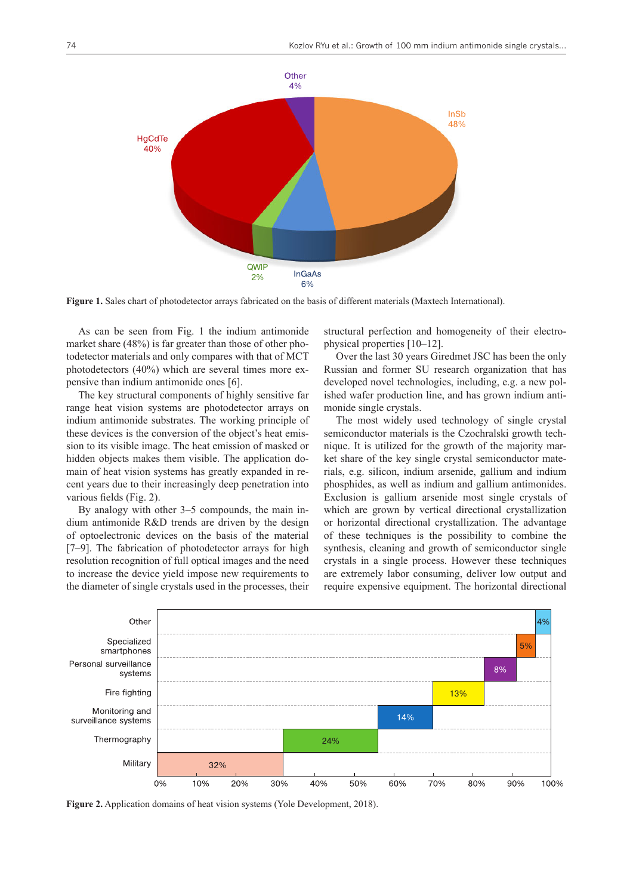**Figure 1.** Sales chart of photodetector arrays fabricated on the basis of different materials (Maxtech International).

As can be seen from Fig. 1 the indium antimonide market share (48%) is far greater than those of other photodetector materials and only compares with that of MCT photodetectors (40%) which are several times more expensive than indium antimonide ones [6].

The key structural components of highly sensitive far range heat vision systems are photodetector arrays on indium antimonide substrates. The working principle of these devices is the conversion of the object's heat emission to its visible image. The heat emission of masked or hidden objects makes them visible. The application domain of heat vision systems has greatly expanded in recent years due to their increasingly deep penetration into various fields (Fig. 2).

By analogy with other 3–5 compounds, the main indium antimonide R&D trends are driven by the design of optoelectronic devices on the basis of the material [7–9]. The fabrication of photodetector arrays for high resolution recognition of full optical images and the need to increase the device yield impose new requirements to the diameter of single crystals used in the processes, their structural perfection and homogeneity of their electrophysical properties [10–12].

Over the last 30 years Giredmet JSC has been the only Russian and former SU research organization that has developed novel technologies, including, e.g. a new polished wafer production line, and has grown indium antimonide single crystals.

The most widely used technology of single crystal semiconductor materials is the Czochralski growth technique. It is utilized for the growth of the majority market share of the key single crystal semiconductor materials, e.g. silicon, indium arsenide, gallium and indium phosphides, as well as indium and gallium antimonides. Exclusion is gallium arsenide most single crystals of which are grown by vertical directional crystallization or horizontal directional crystallization. The advantage of these techniques is the possibility to combine the synthesis, cleaning and growth of semiconductor single crystals in a single process. However these techniques are extremely labor consuming, deliver low output and require expensive equipment. The horizontal directional

**Figure 2.** Application domains of heat vision systems (Yole Development, 2018).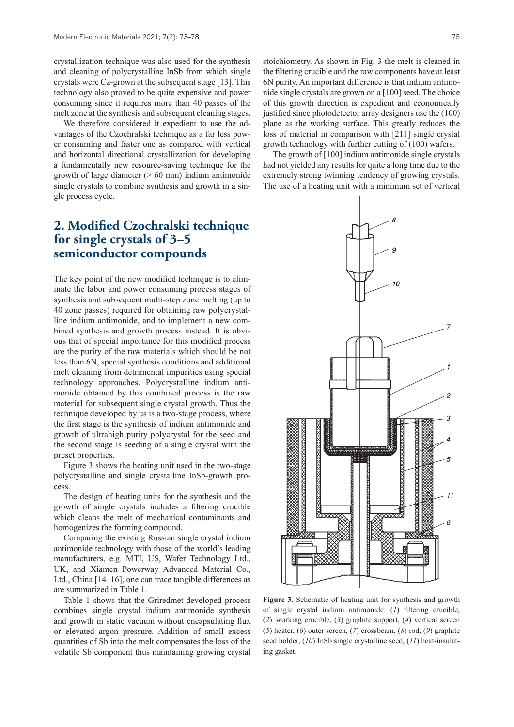crystallization technique was also used for the synthesis and cleaning of polycrystalline InSb from which single crystals were Cz-grown at the subsequent stage [13]. This technology also proved to be quite expensive and power consuming since it requires more than 40 passes of the melt zone at the synthesis and subsequent cleaning stages.

We therefore considered it expedient to use the advantages of the Czochralski technique as a far less power consuming and faster one as compared with vertical and horizontal directional crystallization for developing a fundamentally new resource-saving technique for the growth of large diameter (> 60 mm) indium antimonide single crystals to combine synthesis and growth in a single process cycle.

## 2. Modified Czochralski technique for single crystals of 3–5 semiconductor compounds

The key point of the new modified technique is to eliminate the labor and power consuming process stages of synthesis and subsequent multi-step zone melting (up to 40 zone passes) required for obtaining raw polycrystalline indium antimonide, and to implement a new combined synthesis and growth process instead. It is obvious that of special importance for this modified process are the purity of the raw materials which should be not less than 6N, special synthesis conditions and additional melt cleaning from detrimental impurities using special technology approaches. Polycrystalline indium antimonide obtained by this combined process is the raw material for subsequent single crystal growth. Thus the technique developed by us is a two-stage process, where the first stage is the synthesis of indium antimonide and growth of ultrahigh purity polycrystal for the seed and the second stage is seeding of a single crystal with the preset properties.

Figure 3 shows the heating unit used in the two-stage polycrystalline and single crystalline InSb-growth process.

The design of heating units for the synthesis and the growth of single crystals includes a filtering crucible which cleans the melt of mechanical contaminants and homogenizes the forming compound.

Comparing the existing Russian single crystal indium antimonide technology with those of the world's leading manufacturers, e.g. MTI, US, Wafer Technology Ltd., UK, and Xiamen Powerway Advanced Material Co., Ltd., China [14–16], one can trace tangible differences as are summarized in Table 1.

Table 1 shows that the Giredmet-developed process combines single crystal indium antimonide synthesis and growth in static vacuum without encapsulating flux or elevated argon pressure. Addition of small excess quantities of Sb into the melt compensates the loss of the volatile Sb component thus maintaining growing crystal stoichiometry. As shown in Fig. 3 the melt is cleaned in the filtering crucible and the raw components have at least 6N purity. An important difference is that indium antimonide single crystals are grown on a [100] seed. The choice of this growth direction is expedient and economically justified since photodetector array designers use the (100) plane as the working surface. This greatly reduces the loss of material in comparison with [211] single crystal growth technology with further cutting of (100) wafers.

The growth of [100] indium antimonide single crystals had not yielded any results for quite a long time due to the extremely strong twinning tendency of growing crystals. The use of a heating unit with a minimum set of vertical

**Figure 3.** Schematic of heating unit for synthesis and growth of single crystal indium antimonide: (*1*) filtering crucible, (*2*) working crucible, (*3*) graphite support, (*4*) vertical screen (*5*) heater, (*6*) outer screen, (*7*) crossbeam, (*8*) rod, (*9*) graphite seed holder, (*10*) InSb single crystalline seed, (*11*) heat-insulating gasket.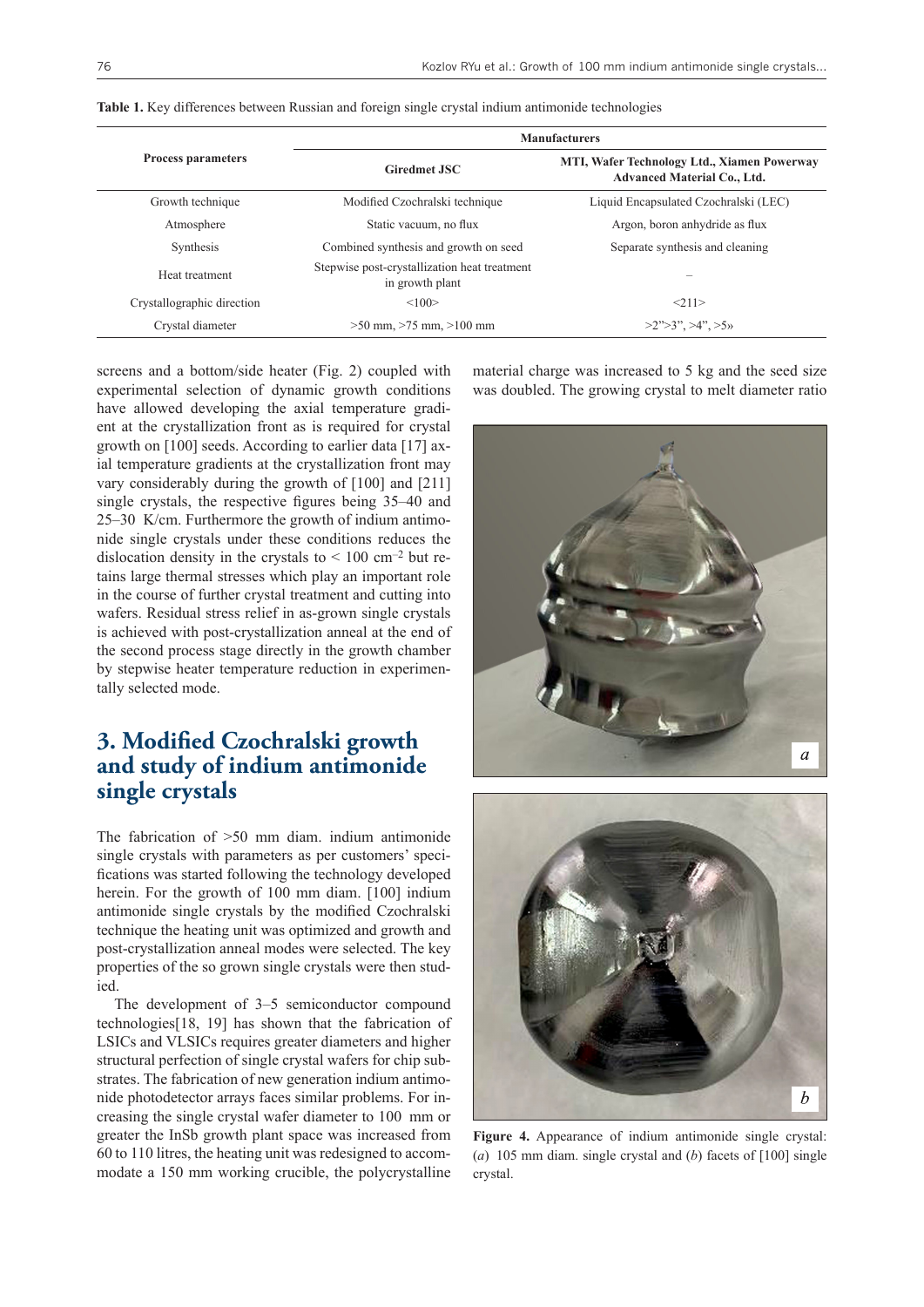**Table 1.** Key differences between Russian and foreign single crystal indium antimonide technologies

| Process parameters | Manufacturers | |
|---|---|---|
| | **Giredmet JSC** | **MTI, Wafer Technology Ltd., Xiamen Powerway Advanced Material Co., Ltd.** |
| Growth technique | Modified Czochralski technique | Liquid Encapsulated Czochralski (LEC) |
| Atmosphere | Static vacuum, no flux | Argon, boron anhydride as flux |
| Synthesis | Combined synthesis and growth on seed | Separate synthesis and cleaning |
| Heat treatment | Stepwise post-crystallization heat treatment in growth plant | – |
| Crystallographic direction | <100> | <211> |
| Crystal diameter | >50 mm, >75 mm, >100 mm | >2">3", >4", >5» |

screens and a bottom/side heater (Fig. 2) coupled with experimental selection of dynamic growth conditions have allowed developing the axial temperature gradient at the crystallization front as is required for crystal growth on [100] seeds. According to earlier data [17] axial temperature gradients at the crystallization front may vary considerably during the growth of [100] and [211] single crystals, the respective figures being 35–40 and 25–30 K/cm. Furthermore the growth of indium antimonide single crystals under these conditions reduces the dislocation density in the crystals to < 100 $cm^{-2}$ but retains large thermal stresses which play an important role in the course of further crystal treatment and cutting into wafers. Residual stress relief in as-grown single crystals is achieved with post-crystallization anneal at the end of the second process stage directly in the growth chamber by stepwise heater temperature reduction in experimentally selected mode.

## 3. Modified Czochralski growth and study of indium antimonide single crystals

The fabrication of >50 mm diam. indium antimonide single crystals with parameters as per customers' specifications was started following the technology developed herein. For the growth of 100 mm diam. [100] indium antimonide single crystals by the modified Czochralski technique the heating unit was optimized and growth and post-crystallization anneal modes were selected. The key properties of the so grown single crystals were then studied.

The development of 3–5 semiconductor compound technologies[18, 19] has shown that the fabrication of LSICs and VLSICs requires greater diameters and higher structural perfection of single crystal wafers for chip substrates. The fabrication of new generation indium antimonide photodetector arrays faces similar problems. For increasing the single crystal wafer diameter to 100 mm or greater the InSb growth plant space was increased from 60 to 110 litres, the heating unit was redesigned to accommodate a 150 mm working crucible, the polycrystalline material charge was increased to 5 kg and the seed size was doubled. The growing crystal to melt diameter ratio

**Figure 4.** Appearance of indium antimonide single crystal: (*a*) 105 mm diam. single crystal and (*b*) facets of [100] single crystal.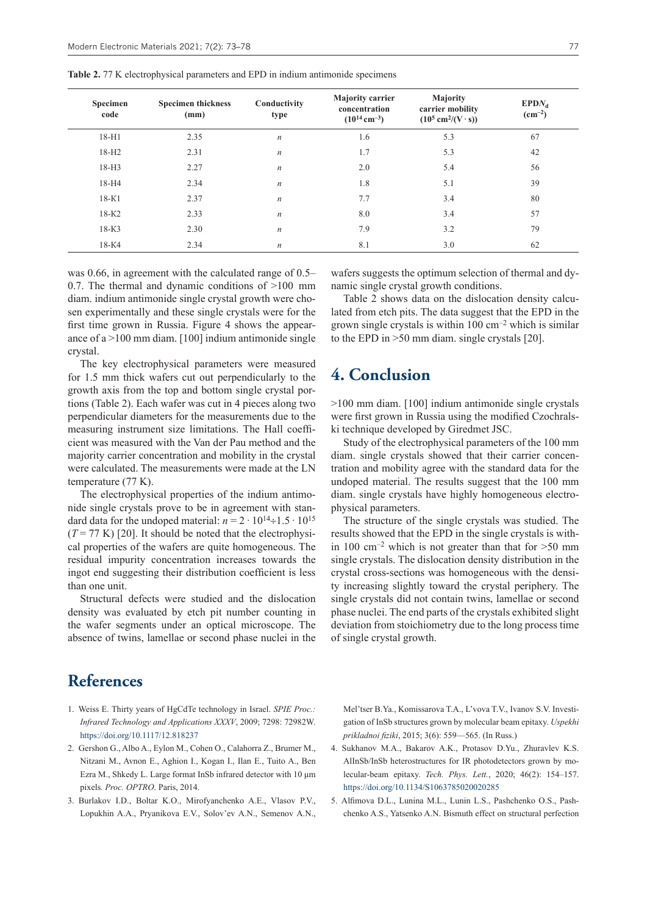**Table 2.** 77 K electrophysical parameters and EPD in indium antimonide specimens

| Specimen code | Specimen thickness (mm) | Conductivity type | Majority carrier concentration ($10^{14}$ cm$^{-3}$) | Majority carrier mobility ($10^5$ cm$^2$/(V · s)) | EPD$N_d$ (cm$^{-2}$) |
|---|---|---|---|---|---|
| 18-H1 | 2.35 | *n* | 1.6 | 5.3 | 67 |
| 18-H2 | 2.31 | *n* | 1.7 | 5.3 | 42 |
| 18-H3 | 2.27 | *n* | 2.0 | 5.4 | 56 |
| 18-H4 | 2.34 | *n* | 1.8 | 5.1 | 39 |
| 18-K1 | 2.37 | *n* | 7.7 | 3.4 | 80 |
| 18-K2 | 2.33 | *n* | 8.0 | 3.4 | 57 |
| 18-K3 | 2.30 | *n* | 7.9 | 3.2 | 79 |
| 18-K4 | 2.34 | *n* | 8.1 | 3.0 | 62 |

was 0.66, in agreement with the calculated range of 0.5–0.7. The thermal and dynamic conditions of >100 mm diam. indium antimonide single crystal growth were chosen experimentally and these single crystals were for the first time grown in Russia. Figure 4 shows the appearance of a >100 mm diam. [100] indium antimonide single crystal.

The key electrophysical parameters were measured for 1.5 mm thick wafers cut out perpendicularly to the growth axis from the top and bottom single crystal portions (Table 2). Each wafer was cut in 4 pieces along two perpendicular diameters for the measurements due to the measuring instrument size limitations. The Hall coefficient was measured with the Van der Pau method and the majority carrier concentration and mobility in the crystal were calculated. The measurements were made at the LN temperature (77 K).

The electrophysical properties of the indium antimonide single crystals prove to be in agreement with standard data for the undoped material: $n = 2 \cdot 10^{14} \div 1.5 \cdot 10^{15}$ ($T = 77$ K) [20]. It should be noted that the electrophysical properties of the wafers are quite homogeneous. The residual impurity concentration increases towards the ingot end suggesting their distribution coefficient is less than one unit.

Structural defects were studied and the dislocation density was evaluated by etch pit number counting in the wafer segments under an optical microscope. The absence of twins, lamellae or second phase nuclei in the wafers suggests the optimum selection of thermal and dynamic single crystal growth conditions.

Table 2 shows data on the dislocation density calculated from etch pits. The data suggest that the EPD in the grown single crystals is within 100 cm$^{-2}$ which is similar to the EPD in >50 mm diam. single crystals [20].

## 4. Conclusion

>100 mm diam. [100] indium antimonide single crystals were first grown in Russia using the modified Czochralski technique developed by Giredmet JSC.

Study of the electrophysical parameters of the 100 mm diam. single crystals showed that their carrier concentration and mobility agree with the standard data for the undoped material. The results suggest that the 100 mm diam. single crystals have highly homogeneous electrophysical parameters.

The structure of the single crystals was studied. The results showed that the EPD in the single crystals is within 100 cm$^{-2}$ which is not greater than that for >50 mm single crystals. The dislocation density distribution in the crystal cross-sections was homogeneous with the density increasing slightly toward the crystal periphery. The single crystals did not contain twins, lamellae or second phase nuclei. The end parts of the crystals exhibited slight deviation from stoichiometry due to the long process time of single crystal growth.

## References

1. Weiss E. Thirty years of HgCdTe technology in Israel. *SPIE Proc.: Infrared Technology and Applications XXXV*, 2009; 7298: 72982W. https://doi.org/10.1117/12.818237
2. Gershon G., Albo A., Eylon M., Cohen O., Calahorra Z., Brumer M., Nitzani M., Avnon E., Aghion I., Kogan I., Ilan E., Tuito A., Ben Ezra M., Shkedy L. Large format InSb infrared detector with 10 μm pixels*. Proc. OPTRO*. Paris, 2014.
3. Burlakov I.D., Boltar K.O., Mirofyanchenko A.E., Vlasov P.V., Lopukhin A.A., Pryanikova E.V., Solov'ev A.N., Semenov A.N., Mel'tser B.Ya., Komissarova T.A., L'vova T.V., Ivanov S.V. Investigation of InSb structures grown by molecular beam epitaxy. *Uspekhi prikladnoi fiziki*, 2015; 3(6): 559—565. (In Russ.)
4. Sukhanov M.A., Bakarov A.K., Protasov D.Yu., Zhuravlev K.S. AlInSb/InSb heterostructures for IR photodetectors grown by molecular-beam epitaxy. *Tech. Phys. Lett.*, 2020; 46(2): 154–157. https://doi.org/10.1134/S1063785020020285
5. Alfimova D.L., Lunina M.L., Lunin L.S., Pashchenko O.S., Pashchenko A.S., Yatsenko A.N. Bismuth effect on structural perfection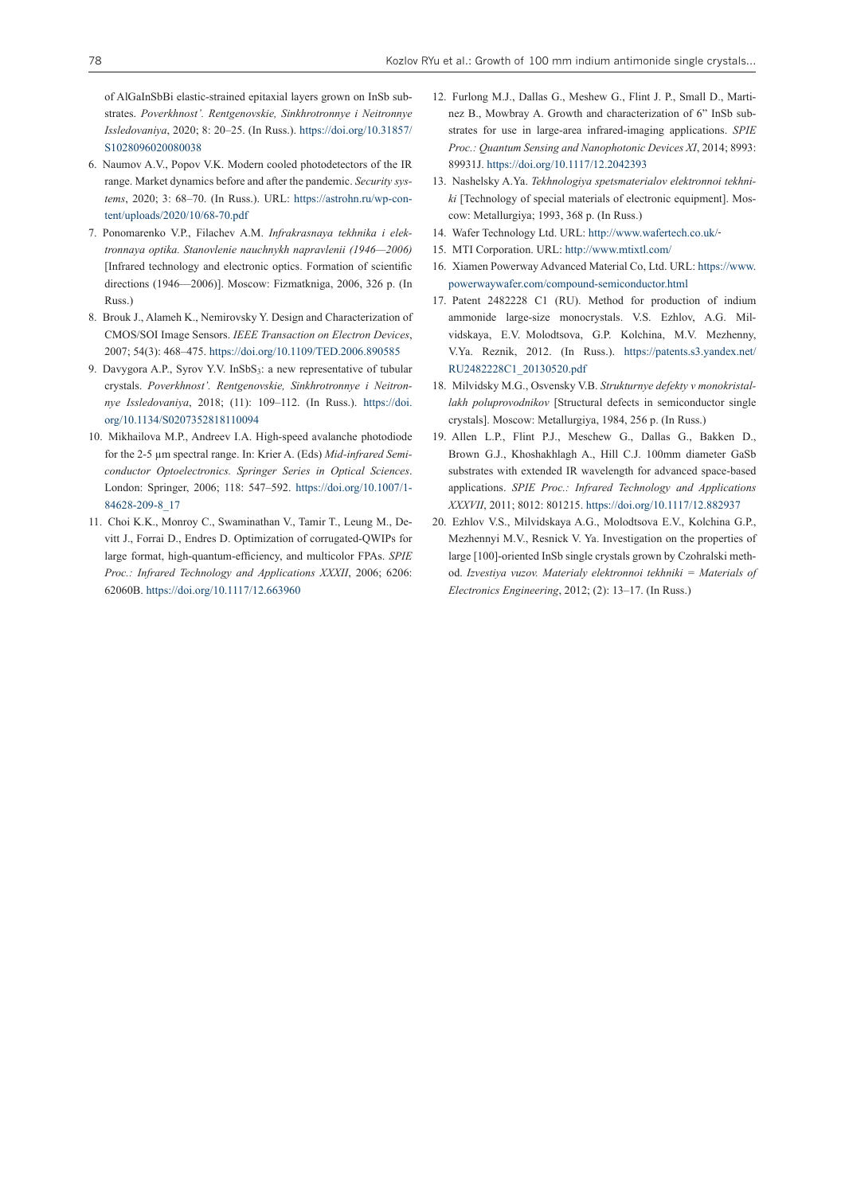of AlGaInSbBi elastic-strained epitaxial layers grown on InSb substrates. *Poverkhnost'. Rentgenovskie, Sinkhrotronnye i Neitronnye Issledovaniya*, 2020; 8: 20–25. (In Russ.). https://doi.org/10.31857/S1028096020080038

6. Naumov A.V., Popov V.K. Modern cooled photodetectors of the IR range. Market dynamics before and after the pandemic. *Security systems*, 2020; 3: 68–70. (In Russ.). URL: https://astrohn.ru/wp-content/uploads/2020/10/68-70.pdf
7. Ponomarenko V.P., Filachev A.M. *Infrakrasnaya tekhnika i elektronnaya optika. Stanovlenie nauchnykh napravlenii (1946—2006)* [Infrared technology and electronic optics. Formation of scientific directions (1946—2006)]. Moscow: Fizmatkniga, 2006, 326 p. (In Russ.)
8. Brouk J., Alameh K., Nemirovsky Y. Design and Characterization of CMOS/SOI Image Sensors. *IEEE Transaction on Electron Devices*, 2007; 54(3): 468–475. https://doi.org/10.1109/TED.2006.890585
9. Davygora A.P., Syrov Y.V. $InSbS_3$: a new representative of tubular crystals. *Poverkhnost'. Rentgenovskie, Sinkhrotronnye i Neitronnye Issledovaniya*, 2018; (11): 109–112. (In Russ.). https://doi.org/10.1134/S0207352818110094
10. Mikhailova M.P., Andreev I.A. High-speed avalanche photodiode for the 2-5 µm spectral range. In: Krier A. (Eds) *Mid-infrared Semiconductor Optoelectronics. Springer Series in Optical Sciences*. London: Springer, 2006; 118: 547–592. https://doi.org/10.1007/1-84628-209-8_17
11. Choi K.K., Monroy C., Swaminathan V., Tamir T., Leung M., Devitt J., Forrai D., Endres D. Optimization of corrugated-QWIPs for large format, high-quantum-efficiency, and multicolor FPAs. *SPIE Proc.: Infrared Technology and Applications XXXII*, 2006; 6206: 62060B. https://doi.org/10.1117/12.663960
12. Furlong M.J., Dallas G., Meshew G., Flint J. P., Small D., Martinez B., Mowbray A. Growth and characterization of 6" InSb substrates for use in large-area infrared-imaging applications. *SPIE Proc.: Quantum Sensing and Nanophotonic Devices XI*, 2014; 8993: 89931J. https://doi.org/10.1117/12.2042393
13. Nashelsky A.Ya. *Tekhnologiya spetsmaterialov elektronnoi tekhniki* [Technology of special materials of electronic equipment]. Moscow: Metallurgiya; 1993, 368 p. (In Russ.)
14. Wafer Technology Ltd. URL: http://www.wafertech.co.uk/-
15. MTI Corporation. URL: http://www.mtixtl.com/
16. Xiamen Powerway Advanced Material Co, Ltd. URL: https://www.powerwaywafer.com/compound-semiconductor.html
17. Patent 2482228 C1 (RU). Method for production of indium ammonide large-size monocrystals. V.S. Ezhlov, A.G. Milvidskaya, E.V. Molodtsova, G.P. Kolchina, M.V. Mezhenny, V.Ya. Reznik, 2012. (In Russ.). https://patents.s3.yandex.net/RU2482228C1_20130520.pdf
18. Milvidsky M.G., Osvensky V.B. *Strukturnye defekty v monokristallakh poluprovodnikov* [Structural defects in semiconductor single crystals]. Moscow: Metallurgiya, 1984, 256 p. (In Russ.)
19. Allen L.P., Flint P.J., Meschew G., Dallas G., Bakken D., Brown G.J., Khoshakhlagh A., Hill C.J. 100mm diameter GaSb substrates with extended IR wavelength for advanced space-based applications. *SPIE Proc.: Infrared Technology and Applications XXXVII*, 2011; 8012: 801215. https://doi.org/10.1117/12.882937
20. Ezhlov V.S., Milvidskaya A.G., Molodtsova E.V., Kolchina G.P., Mezhennyi M.V., Resnick V. Ya. Investigation on the properties of large [100]-oriented InSb single crystals grown by Czohralski method. *Izvestiya vuzov. Materialy elektronnoi tekhniki = Materials of Electronics Engineering*, 2012; (2): 13–17. (In Russ.)